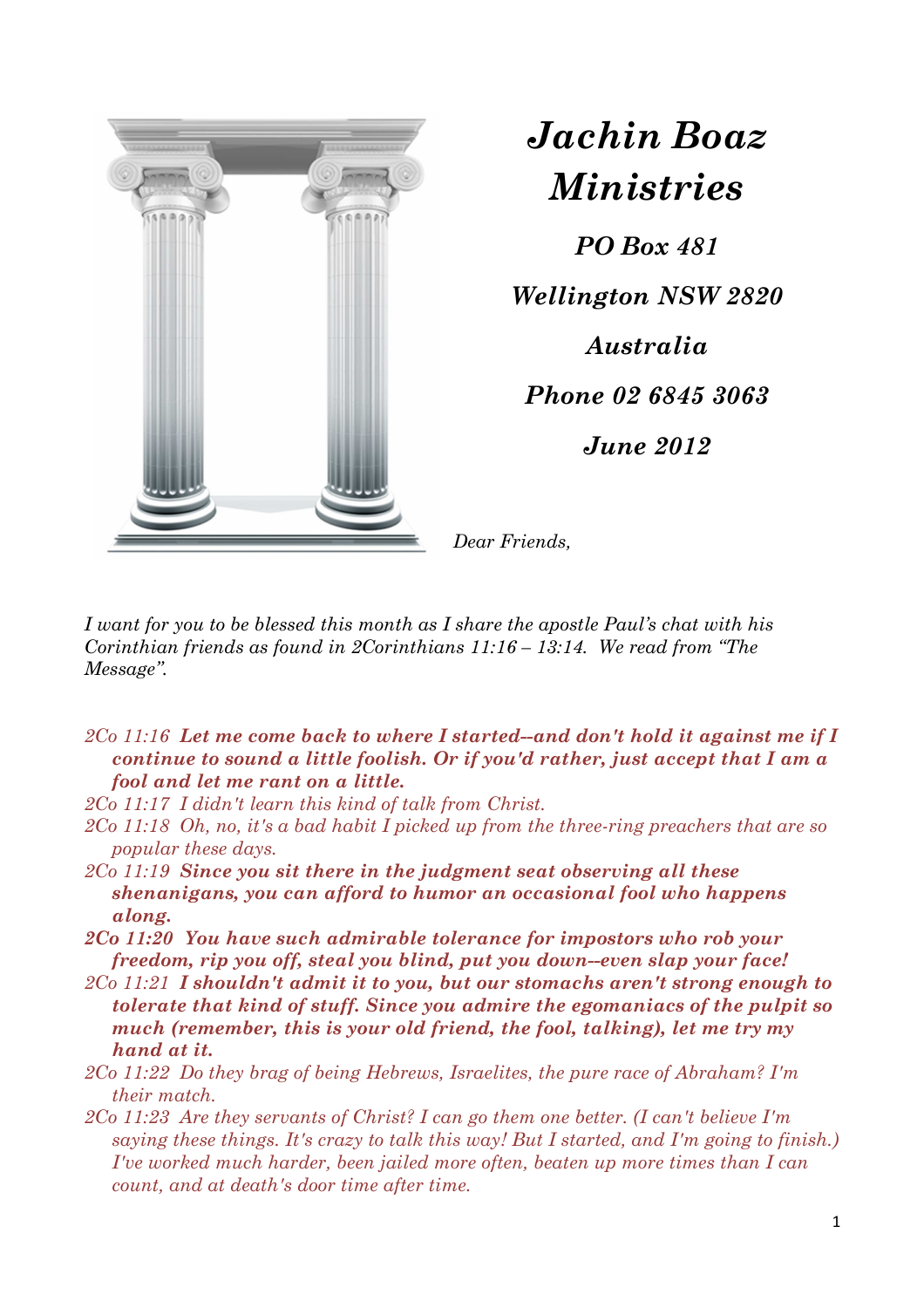# *Jachin Boaz Ministries*

***PO Box 481***

***Wellington NSW 2820***

***Australia***

***Phone 02 6845 3063***

***June 2012***

*Dear Friends,*

*I want for you to be blessed this month as I share the apostle Paul's chat with his Corinthian friends as found in 2Corinthians 11:16 – 13:14. We read from "The Message".*

*2Co 11:16* ***Let me come back to where I started--and don't hold it against me if I continue to sound a little foolish. Or if you'd rather, just accept that I am a fool and let me rant on a little.***

*2Co 11:17 I didn't learn this kind of talk from Christ.*

*2Co 11:18 Oh, no, it's a bad habit I picked up from the three-ring preachers that are so popular these days.*

*2Co 11:19* ***Since you sit there in the judgment seat observing all these shenanigans, you can afford to humor an occasional fool who happens along.***

***2Co 11:20 You have such admirable tolerance for impostors who rob your freedom, rip you off, steal you blind, put you down--even slap your face!***

*2Co 11:21* ***I shouldn't admit it to you, but our stomachs aren't strong enough to tolerate that kind of stuff. Since you admire the egomaniacs of the pulpit so much (remember, this is your old friend, the fool, talking), let me try my hand at it.***

*2Co 11:22 Do they brag of being Hebrews, Israelites, the pure race of Abraham? I'm their match.*

*2Co 11:23 Are they servants of Christ? I can go them one better. (I can't believe I'm saying these things. It's crazy to talk this way! But I started, and I'm going to finish.) I've worked much harder, been jailed more often, beaten up more times than I can count, and at death's door time after time.*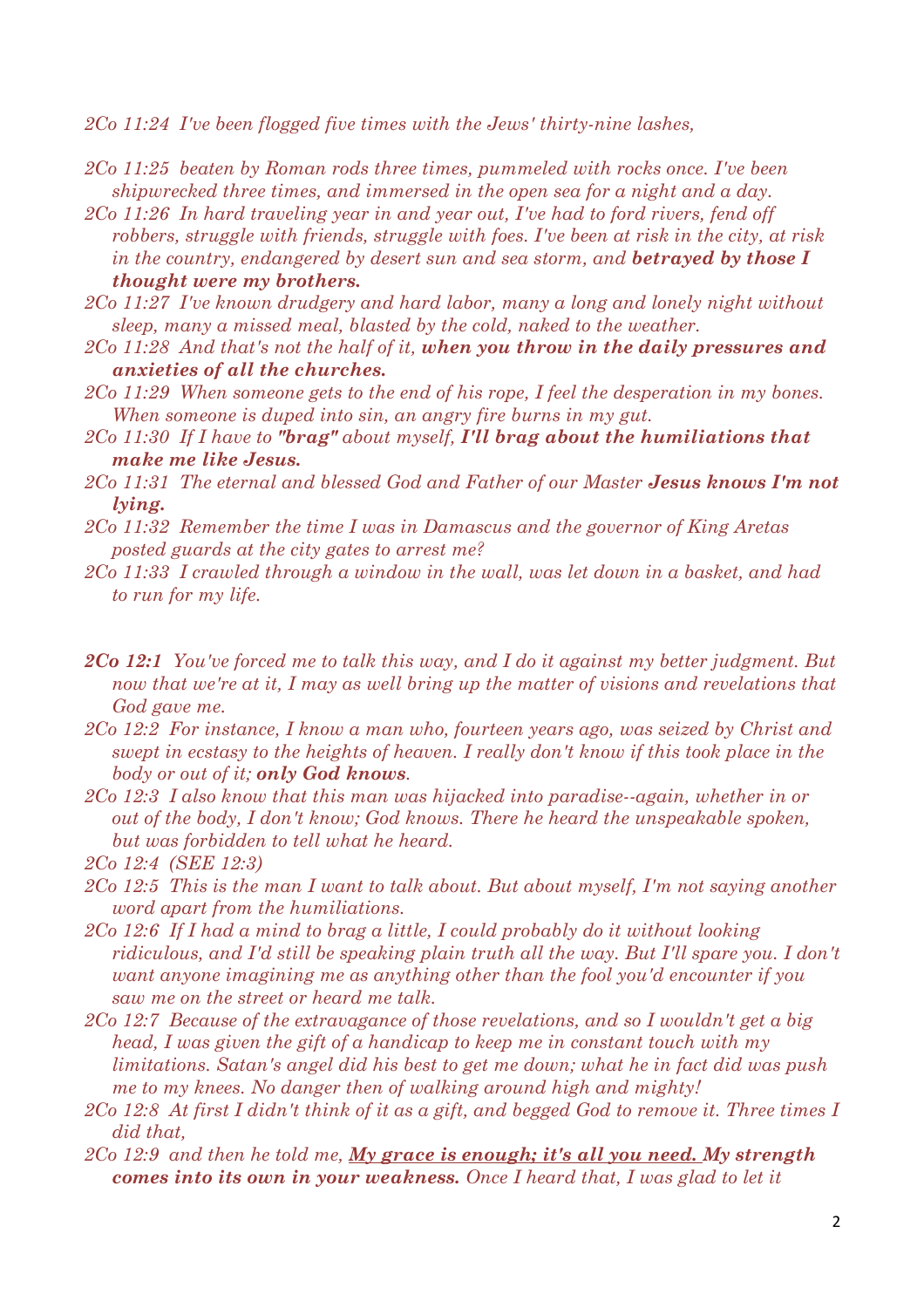*2Co 11:24 I've been flogged five times with the Jews' thirty-nine lashes,*

*2Co 11:25 beaten by Roman rods three times, pummeled with rocks once. I've been shipwrecked three times, and immersed in the open sea for a night and a day.*

*2Co 11:26 In hard traveling year in and year out, I've had to ford rivers, fend off robbers, struggle with friends, struggle with foes. I've been at risk in the city, at risk in the country, endangered by desert sun and sea storm, and* ***betrayed by those I thought were my brothers.***

*2Co 11:27 I've known drudgery and hard labor, many a long and lonely night without sleep, many a missed meal, blasted by the cold, naked to the weather.*

*2Co 11:28 And that's not the half of it,* ***when you throw in the daily pressures and anxieties of all the churches.***

*2Co 11:29 When someone gets to the end of his rope, I feel the desperation in my bones. When someone is duped into sin, an angry fire burns in my gut.*

*2Co 11:30 If I have to* ***"brag"*** *about myself,* ***I'll brag about the humiliations that make me like Jesus.***

*2Co 11:31 The eternal and blessed God and Father of our Master* ***Jesus knows I'm not lying.***

*2Co 11:32 Remember the time I was in Damascus and the governor of King Aretas posted guards at the city gates to arrest me?*

*2Co 11:33 I crawled through a window in the wall, was let down in a basket, and had to run for my life.*

***2Co 12:1*** *You've forced me to talk this way, and I do it against my better judgment. But now that we're at it, I may as well bring up the matter of visions and revelations that God gave me.*

*2Co 12:2 For instance, I know a man who, fourteen years ago, was seized by Christ and swept in ecstasy to the heights of heaven. I really don't know if this took place in the body or out of it;* ***only God knows****.*

*2Co 12:3 I also know that this man was hijacked into paradise--again, whether in or out of the body, I don't know; God knows. There he heard the unspeakable spoken, but was forbidden to tell what he heard.*

*2Co 12:4 (SEE 12:3)*

*2Co 12:5 This is the man I want to talk about. But about myself, I'm not saying another word apart from the humiliations.*

*2Co 12:6 If I had a mind to brag a little, I could probably do it without looking ridiculous, and I'd still be speaking plain truth all the way. But I'll spare you. I don't want anyone imagining me as anything other than the fool you'd encounter if you saw me on the street or heard me talk.*

*2Co 12:7 Because of the extravagance of those revelations, and so I wouldn't get a big head, I was given the gift of a handicap to keep me in constant touch with my limitations. Satan's angel did his best to get me down; what he in fact did was push me to my knees. No danger then of walking around high and mighty!*

*2Co 12:8 At first I didn't think of it as a gift, and begged God to remove it. Three times I did that,*

*2Co 12:9 and then he told me,* <u>***My grace is enough; it's all you need.***</u> ***My strength comes into its own in your weakness.*** *Once I heard that, I was glad to let it*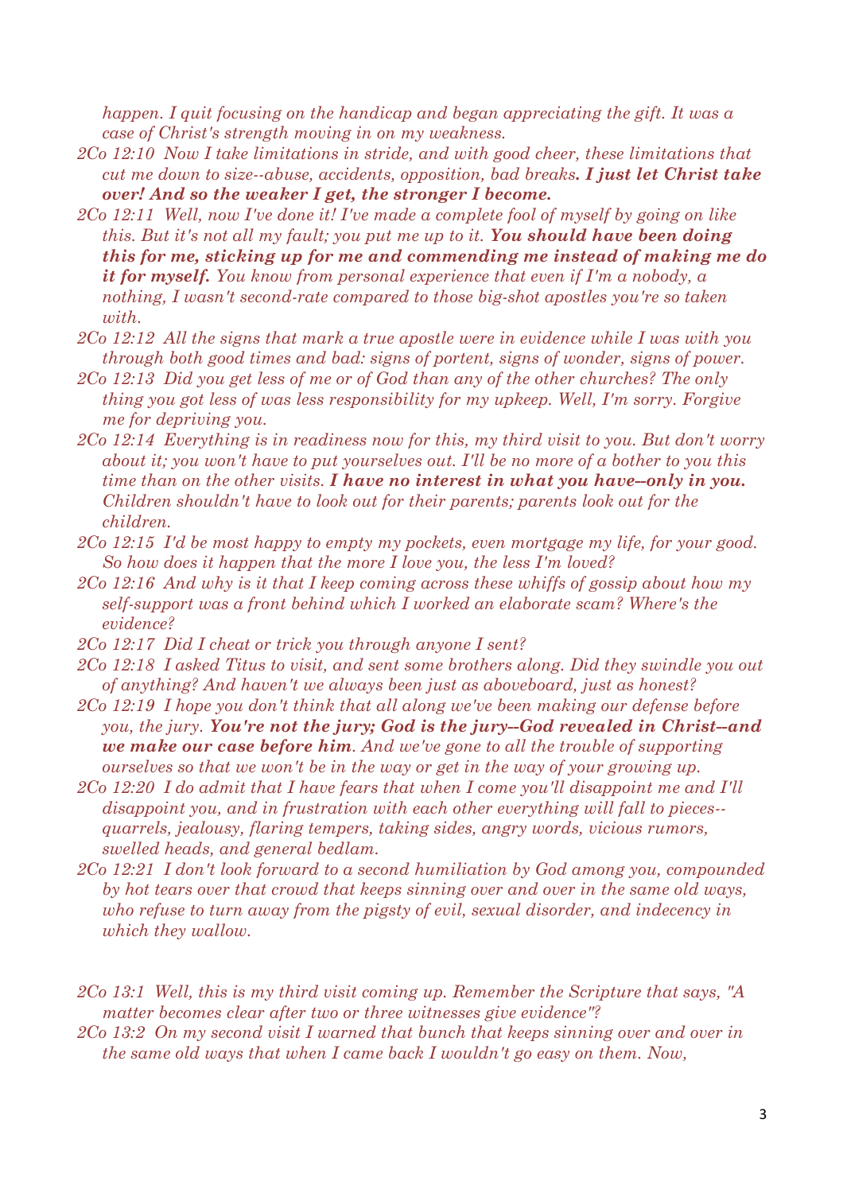*happen. I quit focusing on the handicap and began appreciating the gift. It was a case of Christ's strength moving in on my weakness.*

*2Co 12:10 Now I take limitations in stride, and with good cheer, these limitations that cut me down to size--abuse, accidents, opposition, bad breaks**. I just let Christ take over! And so the weaker I get, the stronger I become.***

*2Co 12:11 Well, now I've done it! I've made a complete fool of myself by going on like this. But it's not all my fault; you put me up to it. **You should have been doing this for me, sticking up for me and commending me instead of making me do it for myself.** You know from personal experience that even if I'm a nobody, a nothing, I wasn't second-rate compared to those big-shot apostles you're so taken with.*

*2Co 12:12 All the signs that mark a true apostle were in evidence while I was with you through both good times and bad: signs of portent, signs of wonder, signs of power.*

*2Co 12:13 Did you get less of me or of God than any of the other churches? The only thing you got less of was less responsibility for my upkeep. Well, I'm sorry. Forgive me for depriving you.*

*2Co 12:14 Everything is in readiness now for this, my third visit to you. But don't worry about it; you won't have to put yourselves out. I'll be no more of a bother to you this time than on the other visits. **I have no interest in what you have--only in you.** Children shouldn't have to look out for their parents; parents look out for the children.*

*2Co 12:15 I'd be most happy to empty my pockets, even mortgage my life, for your good. So how does it happen that the more I love you, the less I'm loved?*

*2Co 12:16 And why is it that I keep coming across these whiffs of gossip about how my self-support was a front behind which I worked an elaborate scam? Where's the evidence?*

*2Co 12:17 Did I cheat or trick you through anyone I sent?*

*2Co 12:18 I asked Titus to visit, and sent some brothers along. Did they swindle you out of anything? And haven't we always been just as aboveboard, just as honest?*

*2Co 12:19 I hope you don't think that all along we've been making our defense before you, the jury. **You're not the jury; God is the jury--God revealed in Christ--and we make our case before him**. And we've gone to all the trouble of supporting ourselves so that we won't be in the way or get in the way of your growing up.*

*2Co 12:20 I do admit that I have fears that when I come you'll disappoint me and I'll disappoint you, and in frustration with each other everything will fall to pieces--quarrels, jealousy, flaring tempers, taking sides, angry words, vicious rumors, swelled heads, and general bedlam.*

*2Co 12:21 I don't look forward to a second humiliation by God among you, compounded by hot tears over that crowd that keeps sinning over and over in the same old ways, who refuse to turn away from the pigsty of evil, sexual disorder, and indecency in which they wallow.*

*2Co 13:1 Well, this is my third visit coming up. Remember the Scripture that says, "A matter becomes clear after two or three witnesses give evidence"?*

*2Co 13:2 On my second visit I warned that bunch that keeps sinning over and over in the same old ways that when I came back I wouldn't go easy on them. Now,*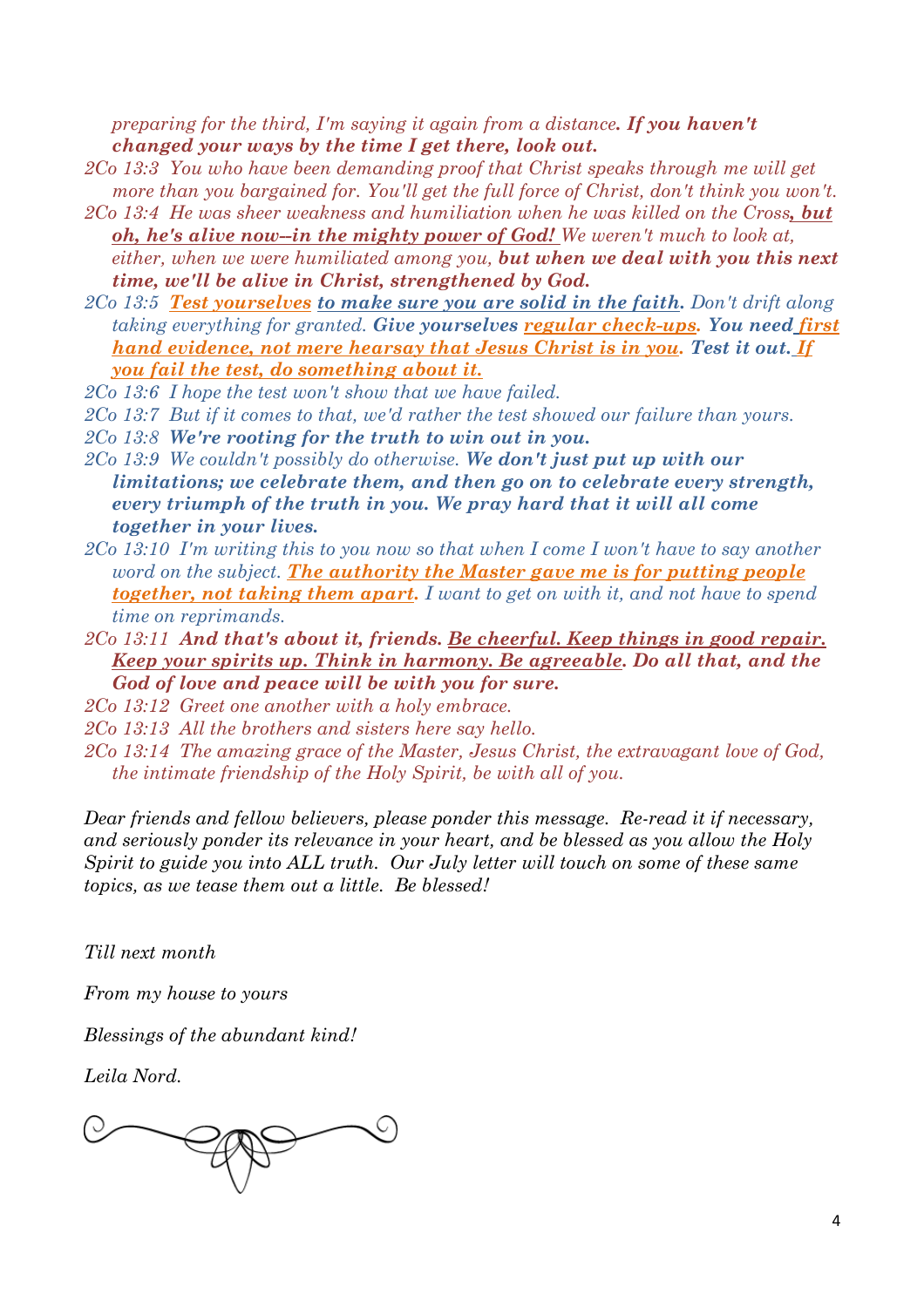*preparing for the third, I'm saying it again from a distance. **If you haven't changed your ways by the time I get there, look out.***

*2Co 13:3 You who have been demanding proof that Christ speaks through me will get more than you bargained for. You'll get the full force of Christ, don't think you won't.*

*2Co 13:4 He was sheer weakness and humiliation when he was killed on the Cross**, but oh, he's alive now--in the mighty power of God!** We weren't much to look at, either, when we were humiliated among you, **but when we deal with you this next time, we'll be alive in Christ, strengthened by God.***

*2Co 13:5 **Test yourselves to make sure you are solid in the faith.** Don't drift along taking everything for granted. **Give yourselves regular check-ups. You need first hand evidence, not mere hearsay that Jesus Christ is in you. Test it out. If you fail the test, do something about it.***

*2Co 13:6 I hope the test won't show that we have failed.*

*2Co 13:7 But if it comes to that, we'd rather the test showed our failure than yours.*

*2Co 13:8 **We're rooting for the truth to win out in you.***

*2Co 13:9 We couldn't possibly do otherwise. **We don't just put up with our limitations; we celebrate them, and then go on to celebrate every strength, every triumph of the truth in you. We pray hard that it will all come together in your lives.***

*2Co 13:10 I'm writing this to you now so that when I come I won't have to say another word on the subject. **The authority the Master gave me is for putting people together, not taking them apart.** I want to get on with it, and not have to spend time on reprimands.*

*2Co 13:11 **And that's about it, friends. Be cheerful. Keep things in good repair. Keep your spirits up. Think in harmony. Be agreeable. Do all that, and the God of love and peace will be with you for sure.***

*2Co 13:12 Greet one another with a holy embrace.*

*2Co 13:13 All the brothers and sisters here say hello.*

*2Co 13:14 The amazing grace of the Master, Jesus Christ, the extravagant love of God, the intimate friendship of the Holy Spirit, be with all of you.*

*Dear friends and fellow believers, please ponder this message. Re-read it if necessary, and seriously ponder its relevance in your heart, and be blessed as you allow the Holy Spirit to guide you into ALL truth. Our July letter will touch on some of these same topics, as we tease them out a little. Be blessed!*

*Till next month*

*From my house to yours*

*Blessings of the abundant kind!*

*Leila Nord.*